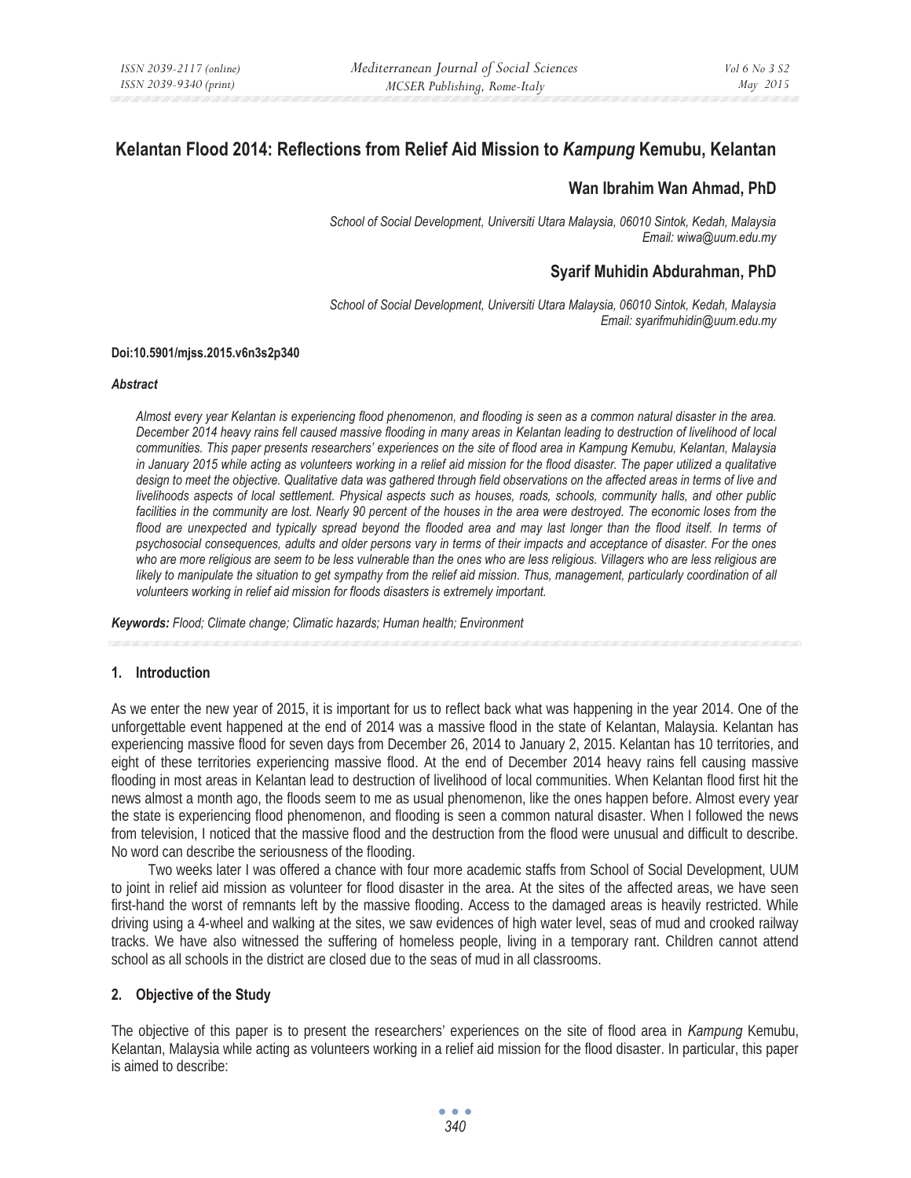# Kelantan Flood 2014: Reflections from Relief Aid Mission to *Kampung* Kemubu, Kelantan

## Wan Ibrahim Wan Ahmad, PhD

*School of Social Development, Universiti Utara Malaysia, 06010 Sintok, Kedah, Malaysia*
*Email: wiwa@uum.edu.my*

## Syarif Muhidin Abdurahman, PhD

*School of Social Development, Universiti Utara Malaysia, 06010 Sintok, Kedah, Malaysia*
*Email: syarifmuhidin@uum.edu.my*

**Doi:10.5901/mjss.2015.v6n3s2p340**

***Abstract***

*Almost every year Kelantan is experiencing flood phenomenon, and flooding is seen as a common natural disaster in the area. December 2014 heavy rains fell caused massive flooding in many areas in Kelantan leading to destruction of livelihood of local communities. This paper presents researchers' experiences on the site of flood area in Kampung Kemubu, Kelantan, Malaysia in January 2015 while acting as volunteers working in a relief aid mission for the flood disaster. The paper utilized a qualitative design to meet the objective. Qualitative data was gathered through field observations on the affected areas in terms of live and livelihoods aspects of local settlement. Physical aspects such as houses, roads, schools, community halls, and other public facilities in the community are lost. Nearly 90 percent of the houses in the area were destroyed. The economic loses from the flood are unexpected and typically spread beyond the flooded area and may last longer than the flood itself. In terms of psychosocial consequences, adults and older persons vary in terms of their impacts and acceptance of disaster. For the ones who are more religious are seem to be less vulnerable than the ones who are less religious. Villagers who are less religious are likely to manipulate the situation to get sympathy from the relief aid mission. Thus, management, particularly coordination of all volunteers working in relief aid mission for floods disasters is extremely important.*

***Keywords:*** *Flood; Climate change; Climatic hazards; Human health; Environment*

## 1. Introduction

As we enter the new year of 2015, it is important for us to reflect back what was happening in the year 2014. One of the unforgettable event happened at the end of 2014 was a massive flood in the state of Kelantan, Malaysia. Kelantan has experiencing massive flood for seven days from December 26, 2014 to January 2, 2015. Kelantan has 10 territories, and eight of these territories experiencing massive flood. At the end of December 2014 heavy rains fell causing massive flooding in most areas in Kelantan lead to destruction of livelihood of local communities. When Kelantan flood first hit the news almost a month ago, the floods seem to me as usual phenomenon, like the ones happen before. Almost every year the state is experiencing flood phenomenon, and flooding is seen a common natural disaster. When I followed the news from television, I noticed that the massive flood and the destruction from the flood were unusual and difficult to describe. No word can describe the seriousness of the flooding.

Two weeks later I was offered a chance with four more academic staffs from School of Social Development, UUM to joint in relief aid mission as volunteer for flood disaster in the area. At the sites of the affected areas, we have seen first-hand the worst of remnants left by the massive flooding. Access to the damaged areas is heavily restricted. While driving using a 4-wheel and walking at the sites, we saw evidences of high water level, seas of mud and crooked railway tracks. We have also witnessed the suffering of homeless people, living in a temporary rant. Children cannot attend school as all schools in the district are closed due to the seas of mud in all classrooms.

## 2. Objective of the Study

The objective of this paper is to present the researchers' experiences on the site of flood area in *Kampung* Kemubu, Kelantan, Malaysia while acting as volunteers working in a relief aid mission for the flood disaster. In particular, this paper is aimed to describe: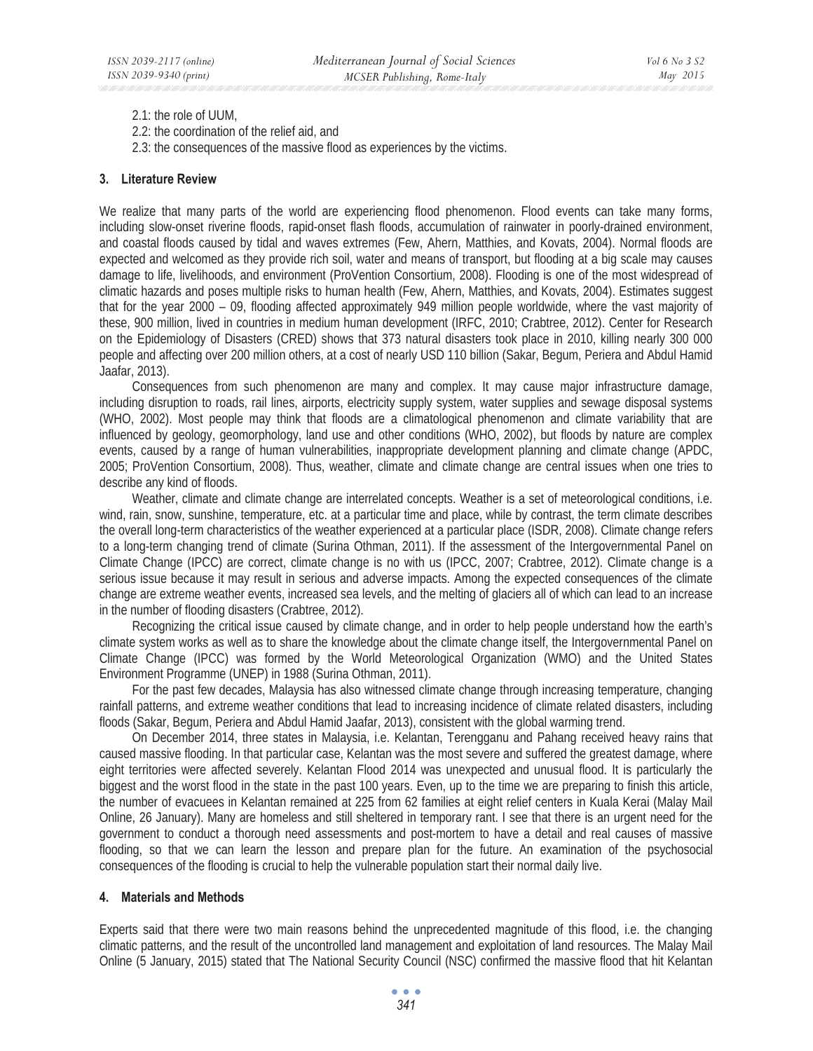2.1: the role of UUM,

2.2: the coordination of the relief aid, and

2.3: the consequences of the massive flood as experiences by the victims.

## 3. Literature Review

We realize that many parts of the world are experiencing flood phenomenon. Flood events can take many forms, including slow-onset riverine floods, rapid-onset flash floods, accumulation of rainwater in poorly-drained environment, and coastal floods caused by tidal and waves extremes (Few, Ahern, Matthies, and Kovats, 2004). Normal floods are expected and welcomed as they provide rich soil, water and means of transport, but flooding at a big scale may causes damage to life, livelihoods, and environment (ProVention Consortium, 2008). Flooding is one of the most widespread of climatic hazards and poses multiple risks to human health (Few, Ahern, Matthies, and Kovats, 2004). Estimates suggest that for the year 2000 – 09, flooding affected approximately 949 million people worldwide, where the vast majority of these, 900 million, lived in countries in medium human development (IRFC, 2010; Crabtree, 2012). Center for Research on the Epidemiology of Disasters (CRED) shows that 373 natural disasters took place in 2010, killing nearly 300 000 people and affecting over 200 million others, at a cost of nearly USD 110 billion (Sakar, Begum, Periera and Abdul Hamid Jaafar, 2013).

Consequences from such phenomenon are many and complex. It may cause major infrastructure damage, including disruption to roads, rail lines, airports, electricity supply system, water supplies and sewage disposal systems (WHO, 2002). Most people may think that floods are a climatological phenomenon and climate variability that are influenced by geology, geomorphology, land use and other conditions (WHO, 2002), but floods by nature are complex events, caused by a range of human vulnerabilities, inappropriate development planning and climate change (APDC, 2005; ProVention Consortium, 2008). Thus, weather, climate and climate change are central issues when one tries to describe any kind of floods.

Weather, climate and climate change are interrelated concepts. Weather is a set of meteorological conditions, i.e. wind, rain, snow, sunshine, temperature, etc. at a particular time and place, while by contrast, the term climate describes the overall long-term characteristics of the weather experienced at a particular place (ISDR, 2008). Climate change refers to a long-term changing trend of climate (Surina Othman, 2011). If the assessment of the Intergovernmental Panel on Climate Change (IPCC) are correct, climate change is no with us (IPCC, 2007; Crabtree, 2012). Climate change is a serious issue because it may result in serious and adverse impacts. Among the expected consequences of the climate change are extreme weather events, increased sea levels, and the melting of glaciers all of which can lead to an increase in the number of flooding disasters (Crabtree, 2012).

Recognizing the critical issue caused by climate change, and in order to help people understand how the earth's climate system works as well as to share the knowledge about the climate change itself, the Intergovernmental Panel on Climate Change (IPCC) was formed by the World Meteorological Organization (WMO) and the United States Environment Programme (UNEP) in 1988 (Surina Othman, 2011).

For the past few decades, Malaysia has also witnessed climate change through increasing temperature, changing rainfall patterns, and extreme weather conditions that lead to increasing incidence of climate related disasters, including floods (Sakar, Begum, Periera and Abdul Hamid Jaafar, 2013), consistent with the global warming trend.

On December 2014, three states in Malaysia, i.e. Kelantan, Terengganu and Pahang received heavy rains that caused massive flooding. In that particular case, Kelantan was the most severe and suffered the greatest damage, where eight territories were affected severely. Kelantan Flood 2014 was unexpected and unusual flood. It is particularly the biggest and the worst flood in the state in the past 100 years. Even, up to the time we are preparing to finish this article, the number of evacuees in Kelantan remained at 225 from 62 families at eight relief centers in Kuala Kerai (Malay Mail Online, 26 January). Many are homeless and still sheltered in temporary rant. I see that there is an urgent need for the government to conduct a thorough need assessments and post-mortem to have a detail and real causes of massive flooding, so that we can learn the lesson and prepare plan for the future. An examination of the psychosocial consequences of the flooding is crucial to help the vulnerable population start their normal daily live.

## 4. Materials and Methods

Experts said that there were two main reasons behind the unprecedented magnitude of this flood, i.e. the changing climatic patterns, and the result of the uncontrolled land management and exploitation of land resources. The Malay Mail Online (5 January, 2015) stated that The National Security Council (NSC) confirmed the massive flood that hit Kelantan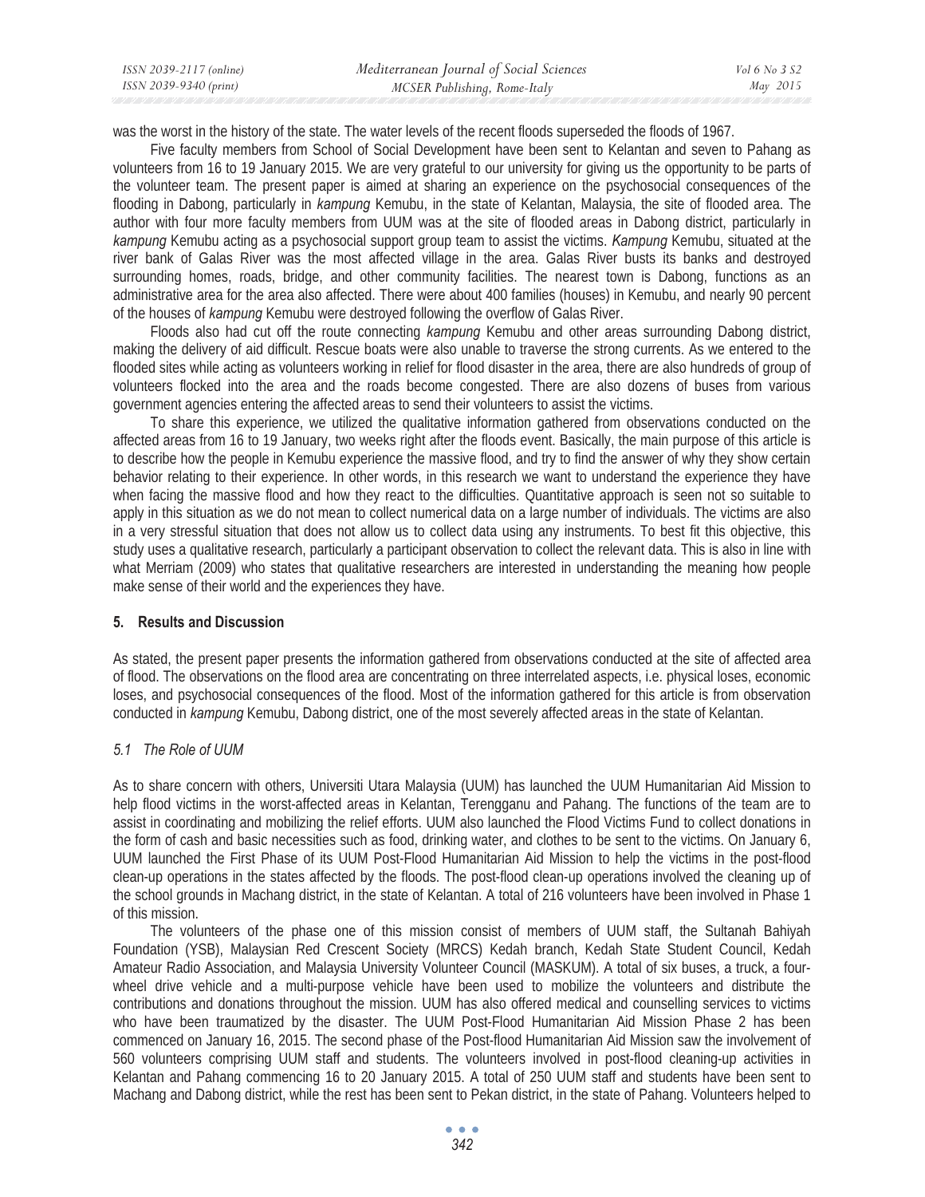was the worst in the history of the state. The water levels of the recent floods superseded the floods of 1967.

Five faculty members from School of Social Development have been sent to Kelantan and seven to Pahang as volunteers from 16 to 19 January 2015. We are very grateful to our university for giving us the opportunity to be parts of the volunteer team. The present paper is aimed at sharing an experience on the psychosocial consequences of the flooding in Dabong, particularly in *kampung* Kemubu, in the state of Kelantan, Malaysia, the site of flooded area. The author with four more faculty members from UUM was at the site of flooded areas in Dabong district, particularly in *kampung* Kemubu acting as a psychosocial support group team to assist the victims. *Kampung* Kemubu, situated at the river bank of Galas River was the most affected village in the area. Galas River busts its banks and destroyed surrounding homes, roads, bridge, and other community facilities. The nearest town is Dabong, functions as an administrative area for the area also affected. There were about 400 families (houses) in Kemubu, and nearly 90 percent of the houses of *kampung* Kemubu were destroyed following the overflow of Galas River.

Floods also had cut off the route connecting *kampung* Kemubu and other areas surrounding Dabong district, making the delivery of aid difficult. Rescue boats were also unable to traverse the strong currents. As we entered to the flooded sites while acting as volunteers working in relief for flood disaster in the area, there are also hundreds of group of volunteers flocked into the area and the roads become congested. There are also dozens of buses from various government agencies entering the affected areas to send their volunteers to assist the victims.

To share this experience, we utilized the qualitative information gathered from observations conducted on the affected areas from 16 to 19 January, two weeks right after the floods event. Basically, the main purpose of this article is to describe how the people in Kemubu experience the massive flood, and try to find the answer of why they show certain behavior relating to their experience. In other words, in this research we want to understand the experience they have when facing the massive flood and how they react to the difficulties. Quantitative approach is seen not so suitable to apply in this situation as we do not mean to collect numerical data on a large number of individuals. The victims are also in a very stressful situation that does not allow us to collect data using any instruments. To best fit this objective, this study uses a qualitative research, particularly a participant observation to collect the relevant data. This is also in line with what Merriam (2009) who states that qualitative researchers are interested in understanding the meaning how people make sense of their world and the experiences they have.

## 5. Results and Discussion

As stated, the present paper presents the information gathered from observations conducted at the site of affected area of flood. The observations on the flood area are concentrating on three interrelated aspects, i.e. physical loses, economic loses, and psychosocial consequences of the flood. Most of the information gathered for this article is from observation conducted in *kampung* Kemubu, Dabong district, one of the most severely affected areas in the state of Kelantan.

### *5.1 The Role of UUM*

As to share concern with others, Universiti Utara Malaysia (UUM) has launched the UUM Humanitarian Aid Mission to help flood victims in the worst-affected areas in Kelantan, Terengganu and Pahang. The functions of the team are to assist in coordinating and mobilizing the relief efforts. UUM also launched the Flood Victims Fund to collect donations in the form of cash and basic necessities such as food, drinking water, and clothes to be sent to the victims. On January 6, UUM launched the First Phase of its UUM Post-Flood Humanitarian Aid Mission to help the victims in the post-flood clean-up operations in the states affected by the floods. The post-flood clean-up operations involved the cleaning up of the school grounds in Machang district, in the state of Kelantan. A total of 216 volunteers have been involved in Phase 1 of this mission.

The volunteers of the phase one of this mission consist of members of UUM staff, the Sultanah Bahiyah Foundation (YSB), Malaysian Red Crescent Society (MRCS) Kedah branch, Kedah State Student Council, Kedah Amateur Radio Association, and Malaysia University Volunteer Council (MASKUM). A total of six buses, a truck, a four-wheel drive vehicle and a multi-purpose vehicle have been used to mobilize the volunteers and distribute the contributions and donations throughout the mission. UUM has also offered medical and counselling services to victims who have been traumatized by the disaster. The UUM Post-Flood Humanitarian Aid Mission Phase 2 has been commenced on January 16, 2015. The second phase of the Post-flood Humanitarian Aid Mission saw the involvement of 560 volunteers comprising UUM staff and students. The volunteers involved in post-flood cleaning-up activities in Kelantan and Pahang commencing 16 to 20 January 2015. A total of 250 UUM staff and students have been sent to Machang and Dabong district, while the rest has been sent to Pekan district, in the state of Pahang. Volunteers helped to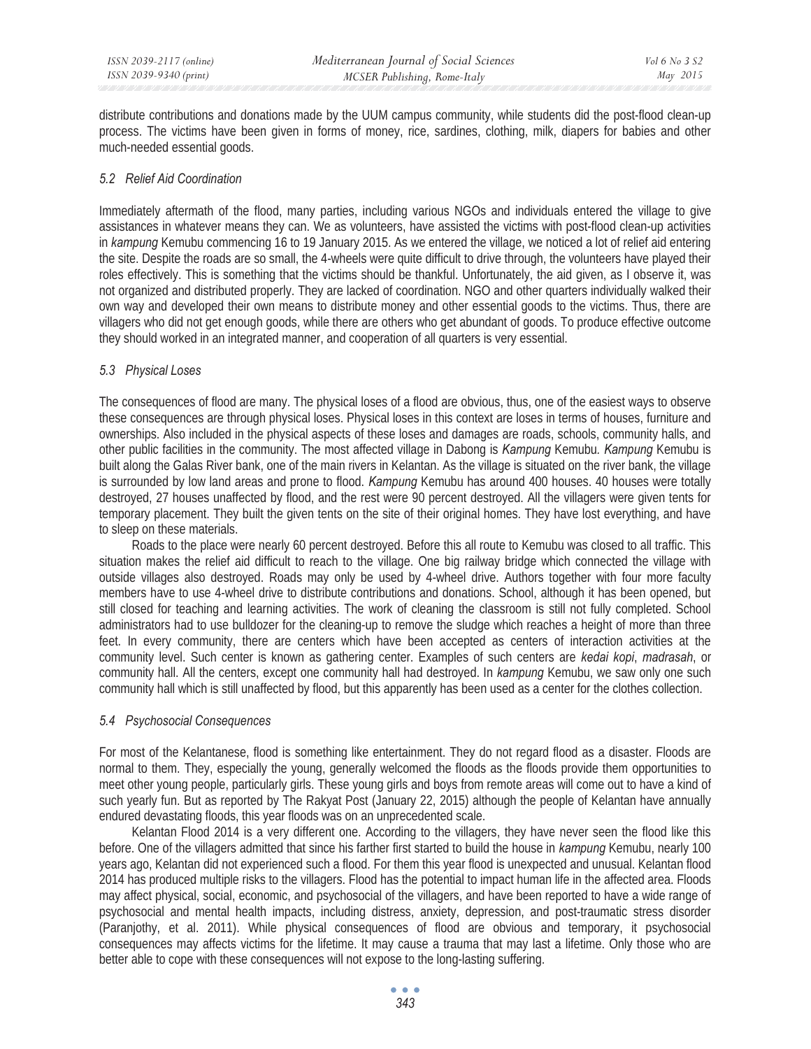distribute contributions and donations made by the UUM campus community, while students did the post-flood clean-up process. The victims have been given in forms of money, rice, sardines, clothing, milk, diapers for babies and other much-needed essential goods.

### *5.2 Relief Aid Coordination*

Immediately aftermath of the flood, many parties, including various NGOs and individuals entered the village to give assistances in whatever means they can. We as volunteers, have assisted the victims with post-flood clean-up activities in *kampung* Kemubu commencing 16 to 19 January 2015. As we entered the village, we noticed a lot of relief aid entering the site. Despite the roads are so small, the 4-wheels were quite difficult to drive through, the volunteers have played their roles effectively. This is something that the victims should be thankful. Unfortunately, the aid given, as I observe it, was not organized and distributed properly. They are lacked of coordination. NGO and other quarters individually walked their own way and developed their own means to distribute money and other essential goods to the victims. Thus, there are villagers who did not get enough goods, while there are others who get abundant of goods. To produce effective outcome they should worked in an integrated manner, and cooperation of all quarters is very essential.

### *5.3 Physical Loses*

The consequences of flood are many. The physical loses of a flood are obvious, thus, one of the easiest ways to observe these consequences are through physical loses. Physical loses in this context are loses in terms of houses, furniture and ownerships. Also included in the physical aspects of these loses and damages are roads, schools, community halls, and other public facilities in the community. The most affected village in Dabong is *Kampung* Kemubu. *Kampung* Kemubu is built along the Galas River bank, one of the main rivers in Kelantan. As the village is situated on the river bank, the village is surrounded by low land areas and prone to flood. *Kampung* Kemubu has around 400 houses. 40 houses were totally destroyed, 27 houses unaffected by flood, and the rest were 90 percent destroyed. All the villagers were given tents for temporary placement. They built the given tents on the site of their original homes. They have lost everything, and have to sleep on these materials.

Roads to the place were nearly 60 percent destroyed. Before this all route to Kemubu was closed to all traffic. This situation makes the relief aid difficult to reach to the village. One big railway bridge which connected the village with outside villages also destroyed. Roads may only be used by 4-wheel drive. Authors together with four more faculty members have to use 4-wheel drive to distribute contributions and donations. School, although it has been opened, but still closed for teaching and learning activities. The work of cleaning the classroom is still not fully completed. School administrators had to use bulldozer for the cleaning-up to remove the sludge which reaches a height of more than three feet. In every community, there are centers which have been accepted as centers of interaction activities at the community level. Such center is known as gathering center. Examples of such centers are *kedai kopi*, *madrasah*, or community hall. All the centers, except one community hall had destroyed. In *kampung* Kemubu, we saw only one such community hall which is still unaffected by flood, but this apparently has been used as a center for the clothes collection.

### *5.4 Psychosocial Consequences*

For most of the Kelantanese, flood is something like entertainment. They do not regard flood as a disaster. Floods are normal to them. They, especially the young, generally welcomed the floods as the floods provide them opportunities to meet other young people, particularly girls. These young girls and boys from remote areas will come out to have a kind of such yearly fun. But as reported by The Rakyat Post (January 22, 2015) although the people of Kelantan have annually endured devastating floods, this year floods was on an unprecedented scale.

Kelantan Flood 2014 is a very different one. According to the villagers, they have never seen the flood like this before. One of the villagers admitted that since his farther first started to build the house in *kampung* Kemubu, nearly 100 years ago, Kelantan did not experienced such a flood. For them this year flood is unexpected and unusual. Kelantan flood 2014 has produced multiple risks to the villagers. Flood has the potential to impact human life in the affected area. Floods may affect physical, social, economic, and psychosocial of the villagers, and have been reported to have a wide range of psychosocial and mental health impacts, including distress, anxiety, depression, and post-traumatic stress disorder (Paranjothy, et al. 2011). While physical consequences of flood are obvious and temporary, it psychosocial consequences may affects victims for the lifetime. It may cause a trauma that may last a lifetime. Only those who are better able to cope with these consequences will not expose to the long-lasting suffering.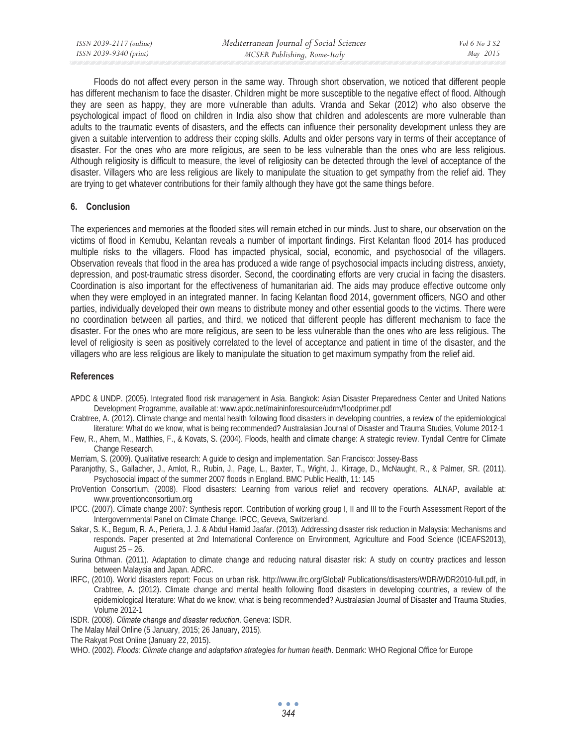Floods do not affect every person in the same way. Through short observation, we noticed that different people has different mechanism to face the disaster. Children might be more susceptible to the negative effect of flood. Although they are seen as happy, they are more vulnerable than adults. Vranda and Sekar (2012) who also observe the psychological impact of flood on children in India also show that children and adolescents are more vulnerable than adults to the traumatic events of disasters, and the effects can influence their personality development unless they are given a suitable intervention to address their coping skills. Adults and older persons vary in terms of their acceptance of disaster. For the ones who are more religious, are seen to be less vulnerable than the ones who are less religious. Although religiosity is difficult to measure, the level of religiosity can be detected through the level of acceptance of the disaster. Villagers who are less religious are likely to manipulate the situation to get sympathy from the relief aid. They are trying to get whatever contributions for their family although they have got the same things before.

## 6. Conclusion

The experiences and memories at the flooded sites will remain etched in our minds. Just to share, our observation on the victims of flood in Kemubu, Kelantan reveals a number of important findings. First Kelantan flood 2014 has produced multiple risks to the villagers. Flood has impacted physical, social, economic, and psychosocial of the villagers. Observation reveals that flood in the area has produced a wide range of psychosocial impacts including distress, anxiety, depression, and post-traumatic stress disorder. Second, the coordinating efforts are very crucial in facing the disasters. Coordination is also important for the effectiveness of humanitarian aid. The aids may produce effective outcome only when they were employed in an integrated manner. In facing Kelantan flood 2014, government officers, NGO and other parties, individually developed their own means to distribute money and other essential goods to the victims. There were no coordination between all parties, and third, we noticed that different people has different mechanism to face the disaster. For the ones who are more religious, are seen to be less vulnerable than the ones who are less religious. The level of religiosity is seen as positively correlated to the level of acceptance and patient in time of the disaster, and the villagers who are less religious are likely to manipulate the situation to get maximum sympathy from the relief aid.

## References

APDC & UNDP. (2005). Integrated flood risk management in Asia. Bangkok: Asian Disaster Preparedness Center and United Nations Development Programme, available at: www.apdc.net/maininforesource/udrm/floodprimer.pdf

Crabtree, A. (2012). Climate change and mental health following flood disasters in developing countries, a review of the epidemiological literature: What do we know, what is being recommended? Australasian Journal of Disaster and Trauma Studies, Volume 2012-1

Few, R., Ahern, M., Matthies, F., & Kovats, S. (2004). Floods, health and climate change: A strategic review. Tyndall Centre for Climate Change Research.

Merriam, S. (2009). Qualitative research: A guide to design and implementation. San Francisco: Jossey-Bass

Paranjothy, S., Gallacher, J., Amlot, R., Rubin, J., Page, L., Baxter, T., Wight, J., Kirrage, D., McNaught, R., & Palmer, SR. (2011). Psychosocial impact of the summer 2007 floods in England. BMC Public Health, 11: 145

ProVention Consortium. (2008). Flood disasters: Learning from various relief and recovery operations. ALNAP, available at: www.proventionconsortium.org

IPCC. (2007). Climate change 2007: Synthesis report. Contribution of working group I, II and III to the Fourth Assessment Report of the Intergovernmental Panel on Climate Change. IPCC, Geveva, Switzerland.

Sakar, S. K., Begum, R. A., Periera, J. J. & Abdul Hamid Jaafar. (2013). Addressing disaster risk reduction in Malaysia: Mechanisms and responds. Paper presented at 2nd International Conference on Environment, Agriculture and Food Science (ICEAFS2013), August 25 – 26.

Surina Othman. (2011). Adaptation to climate change and reducing natural disaster risk: A study on country practices and lesson between Malaysia and Japan. ADRC.

IRFC, (2010). World disasters report: Focus on urban risk. http://www.ifrc.org/Global/ Publications/disasters/WDR/WDR2010-full.pdf, in Crabtree, A. (2012). Climate change and mental health following flood disasters in developing countries, a review of the epidemiological literature: What do we know, what is being recommended? Australasian Journal of Disaster and Trauma Studies, Volume 2012-1

ISDR. (2008). *Climate change and disaster reduction*. Geneva: ISDR.

The Malay Mail Online (5 January, 2015; 26 January, 2015).

The Rakyat Post Online (January 22, 2015).

WHO. (2002). *Floods: Climate change and adaptation strategies for human health*. Denmark: WHO Regional Office for Europe